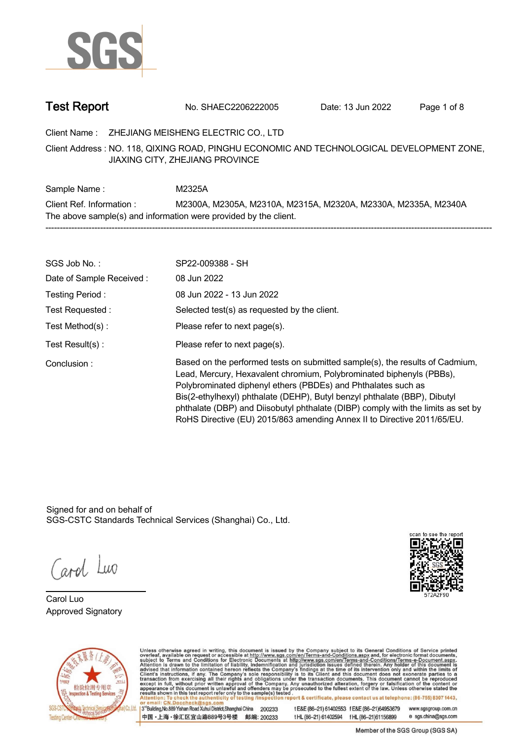# Test Report

No. SHAEC2206222005 Date: 13 Jun 2022

Client Name : ZHEJIANG MEISHENG ELECTRIC CO., LTD

Client Address : NO. 118, QIXING ROAD, PINGHU ECONOMIC AND TECHNOLOGICAL DEVELOPMENT ZONE, JIAXING CITY, ZHEJIANG PROVINCE

Sample Name : M2325A

Client Ref. Information : M2300A, M2305A, M2310A, M2315A, M2320A, M2330A, M2335A, M2340A

The above sample(s) and information were provided by the client.

---

SGS Job No. : SP22-009388 - SH

Date of Sample Received : 08 Jun 2022

Testing Period : 08 Jun 2022 - 13 Jun 2022

Test Requested : Selected test(s) as requested by the client.

Test Method(s) : Please refer to next page(s).

Test Result(s) : Please refer to next page(s).

Conclusion : Based on the performed tests on submitted sample(s), the results of Cadmium, Lead, Mercury, Hexavalent chromium, Polybrominated biphenyls (PBBs), Polybrominated diphenyl ethers (PBDEs) and Phthalates such as Bis(2-ethylhexyl) phthalate (DEHP), Butyl benzyl phthalate (BBP), Dibutyl phthalate (DBP) and Diisobutyl phthalate (DIBP) comply with the limits as set by RoHS Directive (EU) 2015/863 amending Annex II to Directive 2011/65/EU.

Signed for and on behalf of
SGS-CSTC Standards Technical Services (Shanghai) Co., Ltd.

Carol Luo
Approved Signatory

scan to see the report
572A2F90

Unless otherwise agreed in writing, this document is issued by the Company subject to its General Conditions of Service printed overleaf, available on request or accessible at http://www.sgs.com/en/Terms-and-Conditions.aspx and, for electronic format documents, subject to Terms and Conditions for Electronic Documents at http://www.sgs.com/en/Terms-and-Conditions/Terms-e-Document.aspx. Attention is drawn to the limitation of liability, indemnification and jurisdiction issues defined therein. Any holder of this document is advised that information contained hereon reflects the Company's findings at the time of its intervention only and within the limits of Client's instructions, if any. The Company's sole responsibility is to its Client and this document does not exonerate parties to a transaction from exercising all their rights and obligations under the transaction documents. This document cannot be reproduced except in full, without prior written approval of the Company. Any unauthorized alteration, forgery or falsification of the content or appearance of this document is unlawful and offenders may be prosecuted to the fullest extent of the law. Unless otherwise stated the results shown in this test report refer only to the sample(s) tested.
Attention: To check the authenticity of testing /inspection report & certificate, please contact us at telephone: (86-755) 8307 1443, or email: CN.Doccheck@sgs.com

3rd Building,No.889 Yishan Road Xuhui District,Shanghai China 200233 t E&E (86–21) 61402553 f E&E (86–21)64953679 www.sgsgroup.com.cn
中国・上海・徐汇区宜山路889号3号楼 邮编: 200233 t HL (86–21) 61402594 f HL (86–21)61156899 e sgs.china@sgs.com

Member of the SGS Group (SGS SA)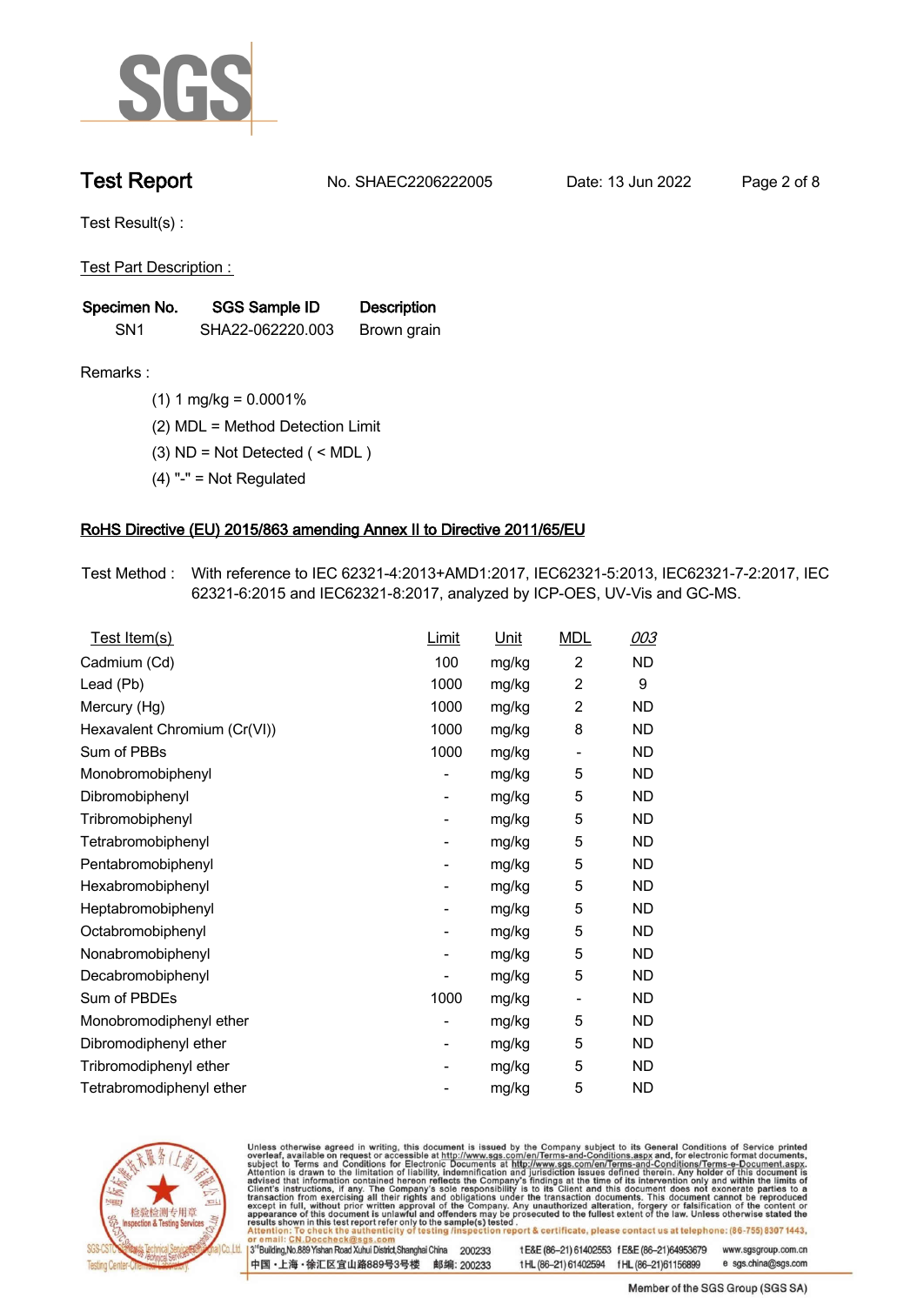# Test Report

No. SHAEC2206222005 Date: 13 Jun 2022

Test Result(s) :

Test Part Description :

| Specimen No. | SGS Sample ID | Description |
|---|---|---|
| SN1 | SHA22-062220.003 | Brown grain |

Remarks :

(1) 1 mg/kg = 0.0001%

(2) MDL = Method Detection Limit

(3) ND = Not Detected ( < MDL )

(4) "-" = Not Regulated

## RoHS Directive (EU) 2015/863 amending Annex II to Directive 2011/65/EU

Test Method : With reference to IEC 62321-4:2013+AMD1:2017, IEC62321-5:2013, IEC62321-7-2:2017, IEC 62321-6:2015 and IEC62321-8:2017, analyzed by ICP-OES, UV-Vis and GC-MS.

| Test Item(s) | Limit | Unit | MDL | 003 |
|---|---|---|---|---|
| Cadmium (Cd) | 100 | mg/kg | 2 | ND |
| Lead (Pb) | 1000 | mg/kg | 2 | 9 |
| Mercury (Hg) | 1000 | mg/kg | 2 | ND |
| Hexavalent Chromium (Cr(VI)) | 1000 | mg/kg | 8 | ND |
| Sum of PBBs | 1000 | mg/kg | - | ND |
| Monobromobiphenyl | - | mg/kg | 5 | ND |
| Dibromobiphenyl | - | mg/kg | 5 | ND |
| Tribromobiphenyl | - | mg/kg | 5 | ND |
| Tetrabromobiphenyl | - | mg/kg | 5 | ND |
| Pentabromobiphenyl | - | mg/kg | 5 | ND |
| Hexabromobiphenyl | - | mg/kg | 5 | ND |
| Heptabromobiphenyl | - | mg/kg | 5 | ND |
| Octabromobiphenyl | - | mg/kg | 5 | ND |
| Nonabromobiphenyl | - | mg/kg | 5 | ND |
| Decabromobiphenyl | - | mg/kg | 5 | ND |
| Sum of PBDEs | 1000 | mg/kg | - | ND |
| Monobromodiphenyl ether | - | mg/kg | 5 | ND |
| Dibromodiphenyl ether | - | mg/kg | 5 | ND |
| Tribromodiphenyl ether | - | mg/kg | 5 | ND |
| Tetrabromodiphenyl ether | - | mg/kg | 5 | ND |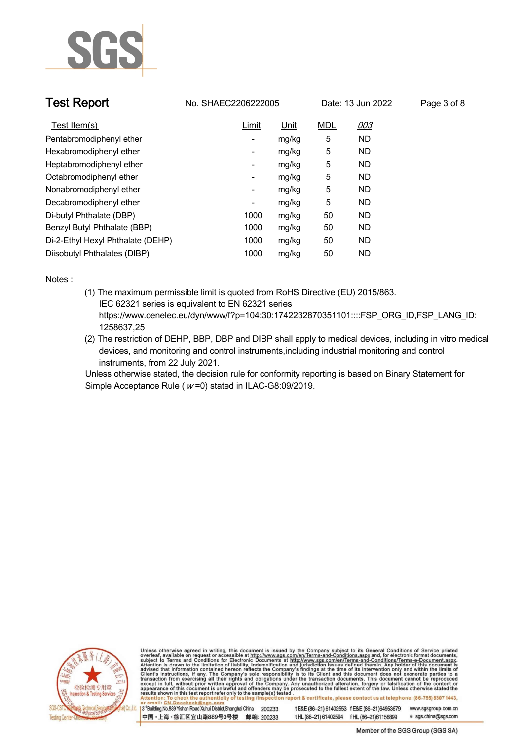| Test Item(s) | Limit | Unit | MDL | *003* |
|---|---|---|---|---|
| Pentabromodiphenyl ether | - | mg/kg | 5 | ND |
| Hexabromodiphenyl ether | - | mg/kg | 5 | ND |
| Heptabromodiphenyl ether | - | mg/kg | 5 | ND |
| Octabromodiphenyl ether | - | mg/kg | 5 | ND |
| Nonabromodiphenyl ether | - | mg/kg | 5 | ND |
| Decabromodiphenyl ether | - | mg/kg | 5 | ND |
| Di-butyl Phthalate (DBP) | 1000 | mg/kg | 50 | ND |
| Benzyl Butyl Phthalate (BBP) | 1000 | mg/kg | 50 | ND |
| Di-2-Ethyl Hexyl Phthalate (DEHP) | 1000 | mg/kg | 50 | ND |
| Diisobutyl Phthalates (DIBP) | 1000 | mg/kg | 50 | ND |

Notes :

(1) The maximum permissible limit is quoted from RoHS Directive (EU) 2015/863.
IEC 62321 series is equivalent to EN 62321 series
https://www.cenelec.eu/dyn/www/f?p=104:30:1742232870351101::::FSP_ORG_ID,FSP_LANG_ID:1258637,25

(2) The restriction of DEHP, BBP, DBP and DIBP shall apply to medical devices, including in vitro medical devices, and monitoring and control instruments,including industrial monitoring and control instruments, from 22 July 2021.

Unless otherwise stated, the decision rule for conformity reporting is based on Binary Statement for Simple Acceptance Rule ( $w$ =0) stated in ILAC-G8:09/2019.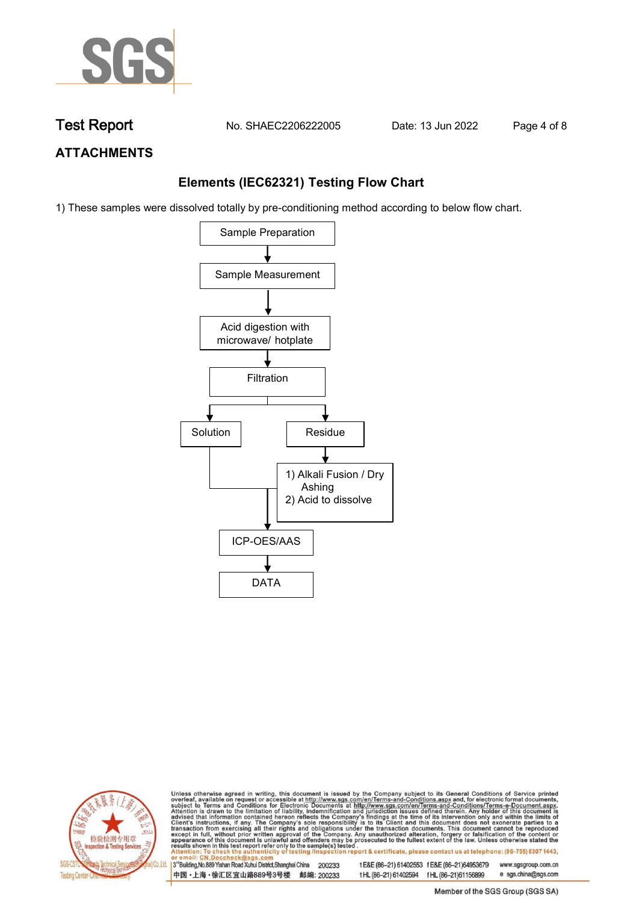## ATTACHMENTS

### Elements (IEC62321) Testing Flow Chart

1) These samples were dissolved totally by pre-conditioning method according to below flow chart.

Sample Preparation
↓
Sample Measurement
↓
Acid digestion with microwave/ hotplate
↓
Filtration
↓ ↓
Solution | Residue

Residue
↓
1) Alkali Fusion / Dry Ashing
2) Acid to dissolve

Solution + (1) Alkali Fusion / Dry Ashing, 2) Acid to dissolve)
↓
ICP-OES/AAS
↓
DATA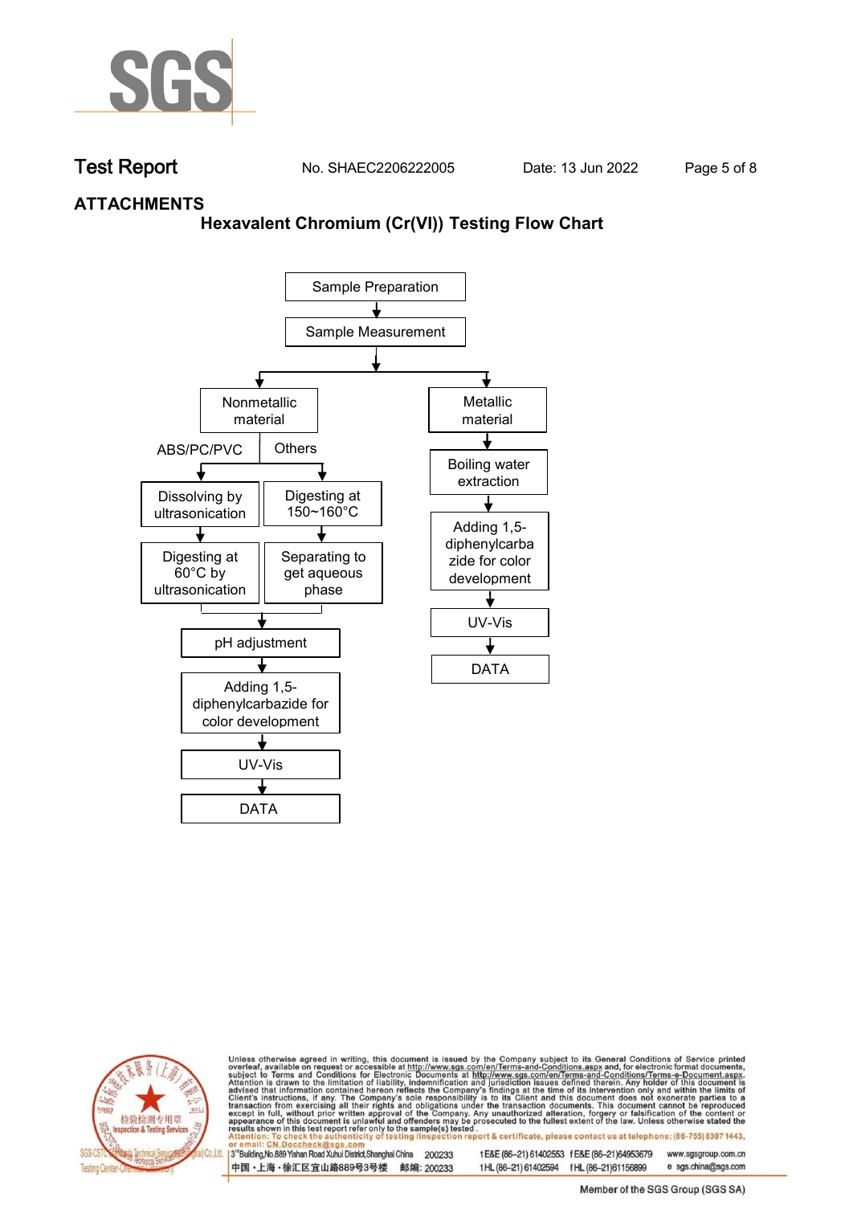## ATTACHMENTS

### Hexavalent Chromium (Cr(VI)) Testing Flow Chart

Sample Preparation
↓
Sample Measurement
↓

**Nonmetallic material**

- ABS/PC/PVC
  - Dissolving by ultrasonication
  - ↓
  - Digesting at 60°C by ultrasonication
- Others
  - Digesting at 150~160°C
  - ↓
  - Separating to get aqueous phase

↓
pH adjustment
↓
Adding 1,5-diphenylcarbazide for color development
↓
UV-Vis
↓
DATA

**Metallic material**

↓
Boiling water extraction
↓
Adding 1,5-diphenylcarbazide for color development
↓
UV-Vis
↓
DATA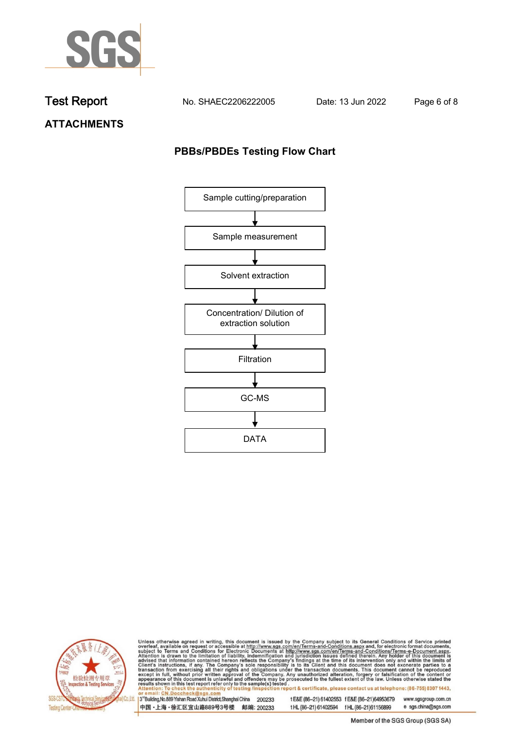## ATTACHMENTS

### PBBs/PBDEs Testing Flow Chart

Sample cutting/preparation

↓

Sample measurement

↓

Solvent extraction

↓

Concentration/ Dilution of extraction solution

↓

Filtration

↓

GC-MS

↓

DATA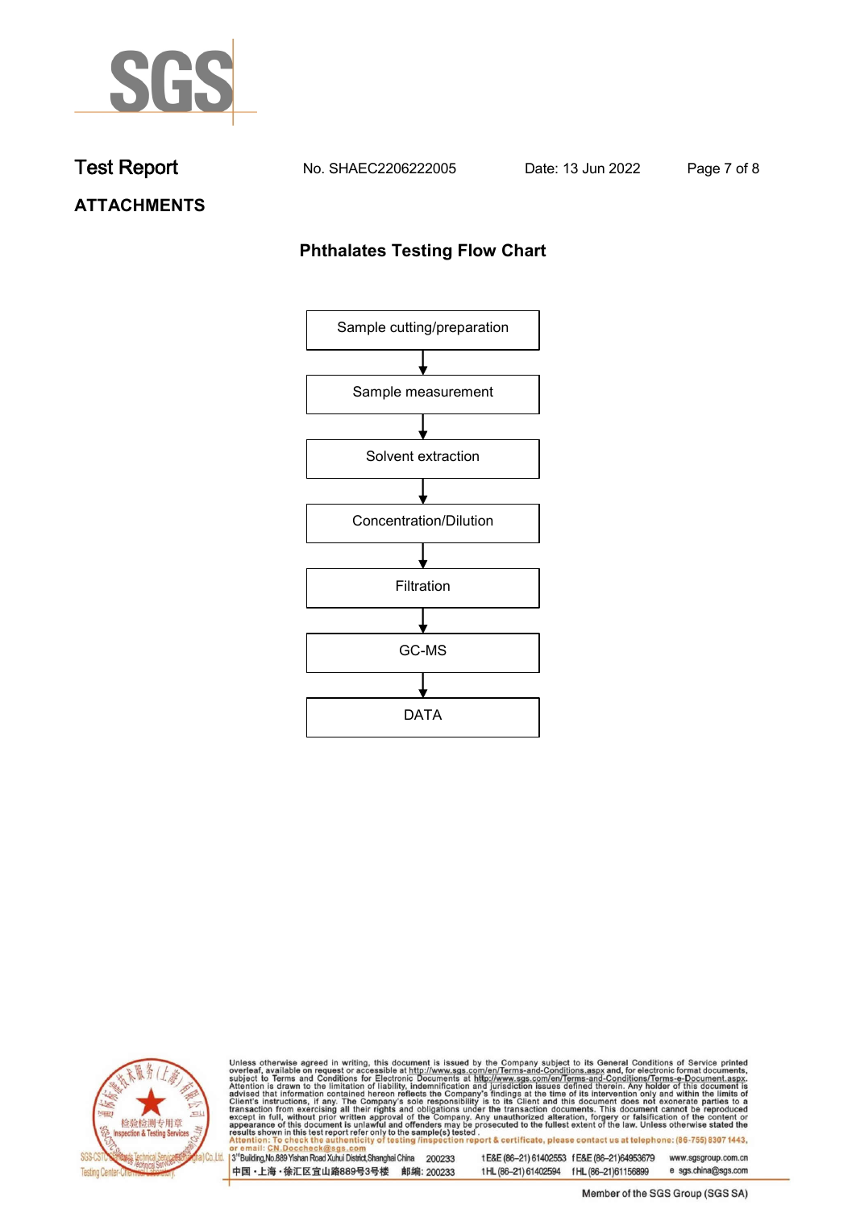## ATTACHMENTS

### Phthalates Testing Flow Chart

Sample cutting/preparation

↓

Sample measurement

↓

Solvent extraction

↓

Concentration/Dilution

↓

Filtration

↓

GC-MS

↓

DATA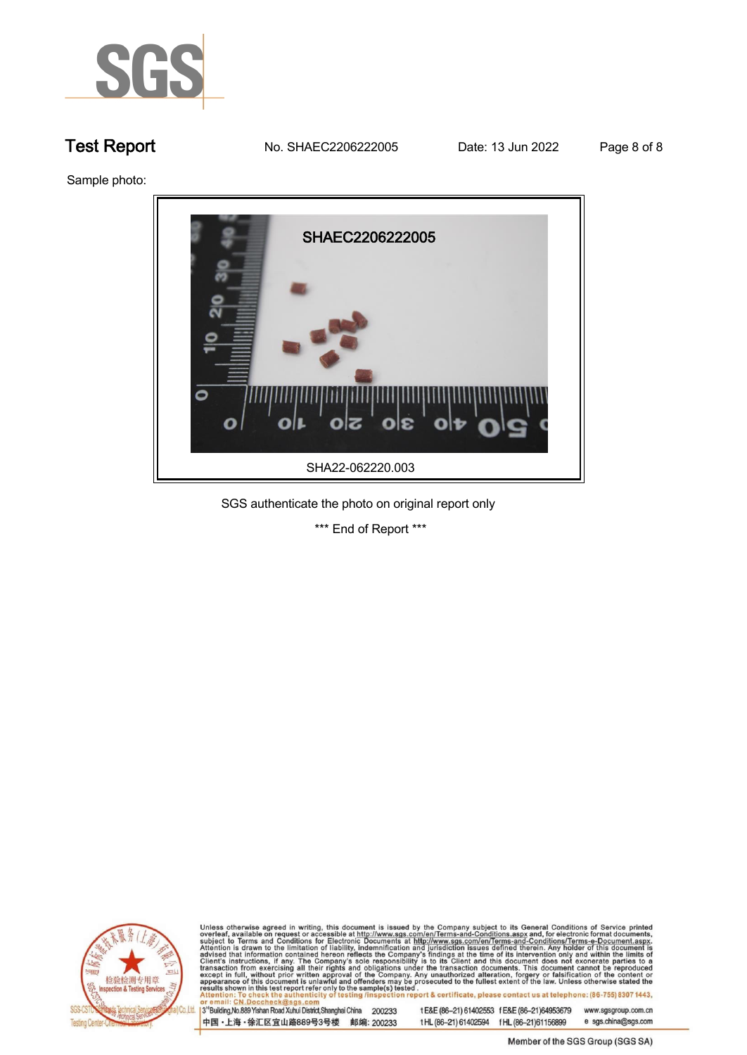Sample photo:

SHA22-062220.003

SGS authenticate the photo on original report only

*** End of Report ***

Unless otherwise agreed in writing, this document is issued by the Company subject to its General Conditions of Service printed overleaf, available on request or accessible at http://www.sgs.com/en/Terms-and-Conditions.aspx and, for electronic format documents, subject to Terms and Conditions for Electronic Documents at http://www.sgs.com/en/Terms-and-Conditions/Terms-e-Document.aspx. Attention is drawn to the limitation of liability, indemnification and jurisdiction issues defined therein. Any holder of this document is advised that information contained hereon reflects the Company's findings at the time of its intervention only and within the limits of Client's instructions, if any. The Company's sole responsibility is to its Client and this document does not exonerate parties to a transaction from exercising all their rights and obligations under the transaction documents. This document cannot be reproduced except in full, without prior written approval of the Company. Any unauthorized alteration, forgery or falsification of the content or appearance of this document is unlawful and offenders may be prosecuted to the fullest extent of the law. Unless otherwise stated the results shown in this test report refer only to the sample(s) tested.
Attention: To check the authenticity of testing /inspection report & certificate, please contact us at telephone: (86-755) 8307 1443, or email: CN.Doccheck@sgs.com

3rd Building, No.889 Yishan Road Xuhui District, Shanghai China 200233 t E&E (86-21) 61402553 f E&E (86-21)64953679 www.sgsgroup.com.cn
中国・上海・徐汇区宜山路889号3号楼 邮编: 200233 t HL (86-21) 61402594 f HL (86-21)61156899 e sgs.china@sgs.com

Member of the SGS Group (SGS SA)